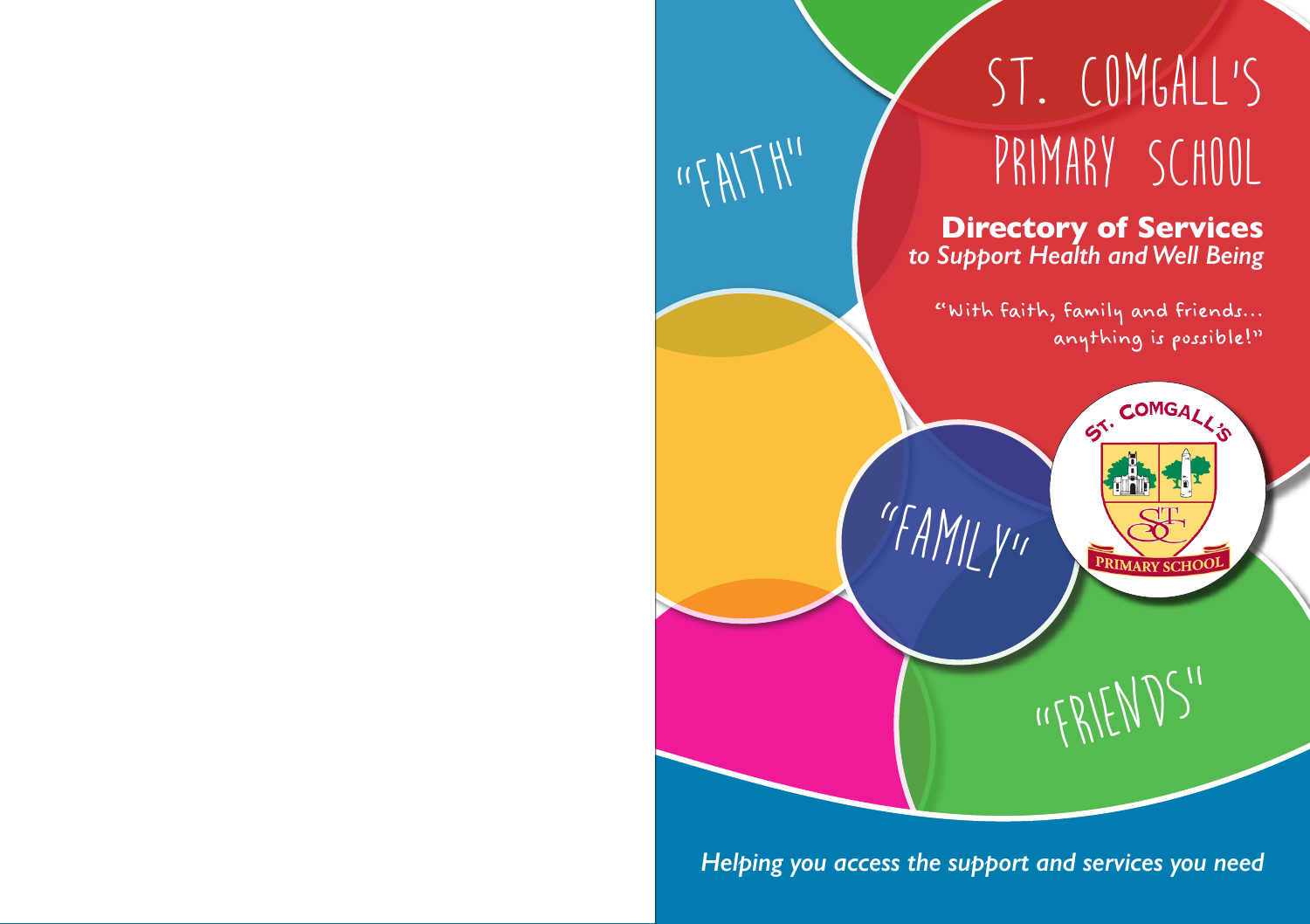# ST. COMGALL'S PRIMARY SCHOOL

## Directory of Services
*to Support Health and Well Being*

"With faith, family and friends... anything is possible!"

"FAITH"

"FAMILY"

"FRIENDS"

ST. COMGALL'S PRIMARY SCHOOL

*Helping you access the support and services you need*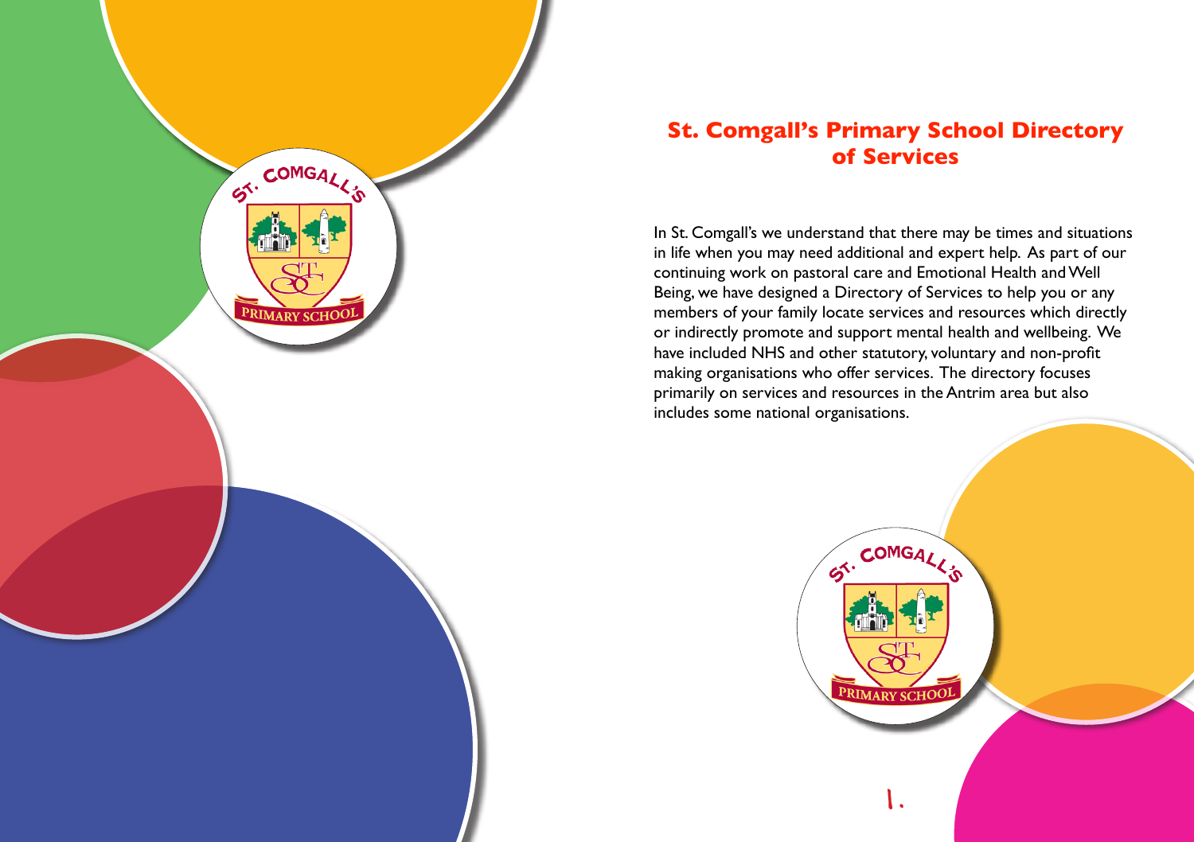# St. Comgall's Primary School Directory of Services

In St. Comgall's we understand that there may be times and situations in life when you may need additional and expert help. As part of our continuing work on pastoral care and Emotional Health and Well Being, we have designed a Directory of Services to help you or any members of your family locate services and resources which directly or indirectly promote and support mental health and wellbeing. We have included NHS and other statutory, voluntary and non-profit making organisations who offer services. The directory focuses primarily on services and resources in the Antrim area but also includes some national organisations.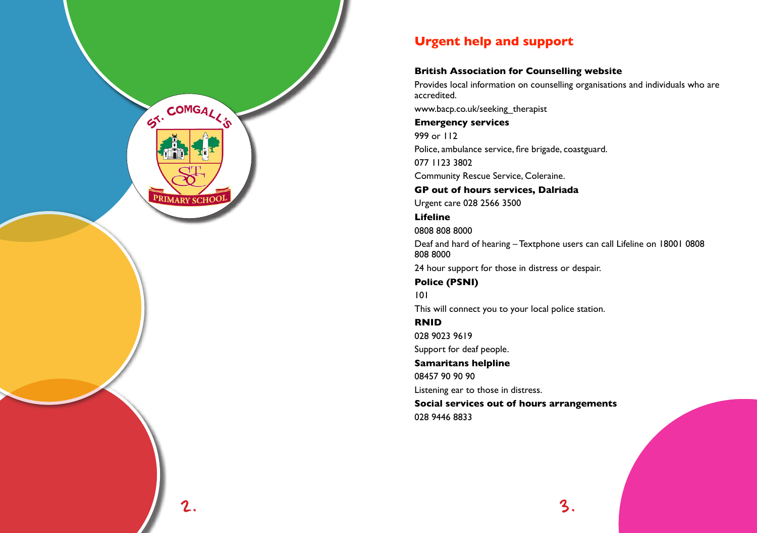## Urgent help and support

**British Association for Counselling website**

Provides local information on counselling organisations and individuals who are accredited.

www.bacp.co.uk/seeking_therapist

**Emergency services**

999 or 112

Police, ambulance service, fire brigade, coastguard.

077 1123 3802

Community Rescue Service, Coleraine.

**GP out of hours services, Dalriada**

Urgent care 028 2566 3500

**Lifeline**

0808 808 8000

Deaf and hard of hearing – Textphone users can call Lifeline on 18001 0808 808 8000

24 hour support for those in distress or despair.

**Police (PSNI)**

101

This will connect you to your local police station.

**RNID**

028 9023 9619

Support for deaf people.

**Samaritans helpline**

08457 90 90 90

Listening ear to those in distress.

**Social services out of hours arrangements**

028 9446 8833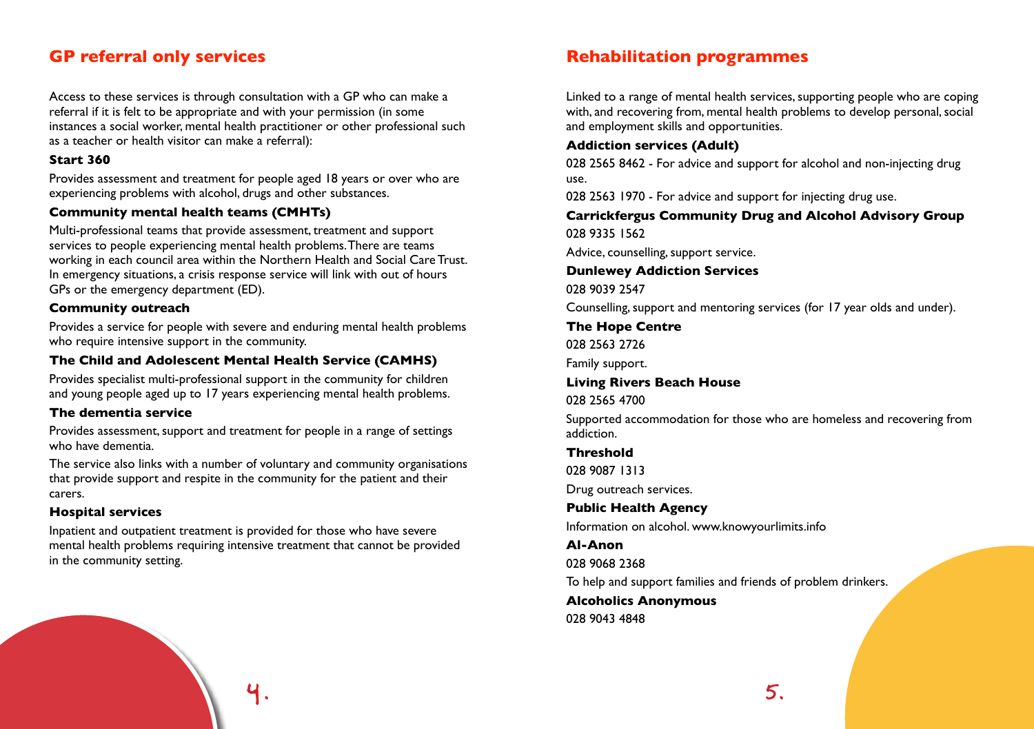## GP referral only services

Access to these services is through consultation with a GP who can make a referral if it is felt to be appropriate and with your permission (in some instances a social worker, mental health practitioner or other professional such as a teacher or health visitor can make a referral):

**Start 360**

Provides assessment and treatment for people aged 18 years or over who are experiencing problems with alcohol, drugs and other substances.

**Community mental health teams (CMHTs)**

Multi-professional teams that provide assessment, treatment and support services to people experiencing mental health problems. There are teams working in each council area within the Northern Health and Social Care Trust. In emergency situations, a crisis response service will link with out of hours GPs or the emergency department (ED).

**Community outreach**

Provides a service for people with severe and enduring mental health problems who require intensive support in the community.

**The Child and Adolescent Mental Health Service (CAMHS)**

Provides specialist multi-professional support in the community for children and young people aged up to 17 years experiencing mental health problems.

**The dementia service**

Provides assessment, support and treatment for people in a range of settings who have dementia.

The service also links with a number of voluntary and community organisations that provide support and respite in the community for the patient and their carers.

**Hospital services**

Inpatient and outpatient treatment is provided for those who have severe mental health problems requiring intensive treatment that cannot be provided in the community setting.

## Rehabilitation programmes

Linked to a range of mental health services, supporting people who are coping with, and recovering from, mental health problems to develop personal, social and employment skills and opportunities.

**Addiction services (Adult)**

028 2565 8462 - For advice and support for alcohol and non-injecting drug use.

028 2563 1970 - For advice and support for injecting drug use.

**Carrickfergus Community Drug and Alcohol Advisory Group**

028 9335 1562

Advice, counselling, support service.

**Dunlewey Addiction Services**

028 9039 2547

Counselling, support and mentoring services (for 17 year olds and under).

**The Hope Centre**

028 2563 2726

Family support.

**Living Rivers Beach House**

028 2565 4700

Supported accommodation for those who are homeless and recovering from addiction.

**Threshold**

028 9087 1313

Drug outreach services.

**Public Health Agency**

Information on alcohol. www.knowyourlimits.info

**Al-Anon**

028 9068 2368

To help and support families and friends of problem drinkers.

**Alcoholics Anonymous**

028 9043 4848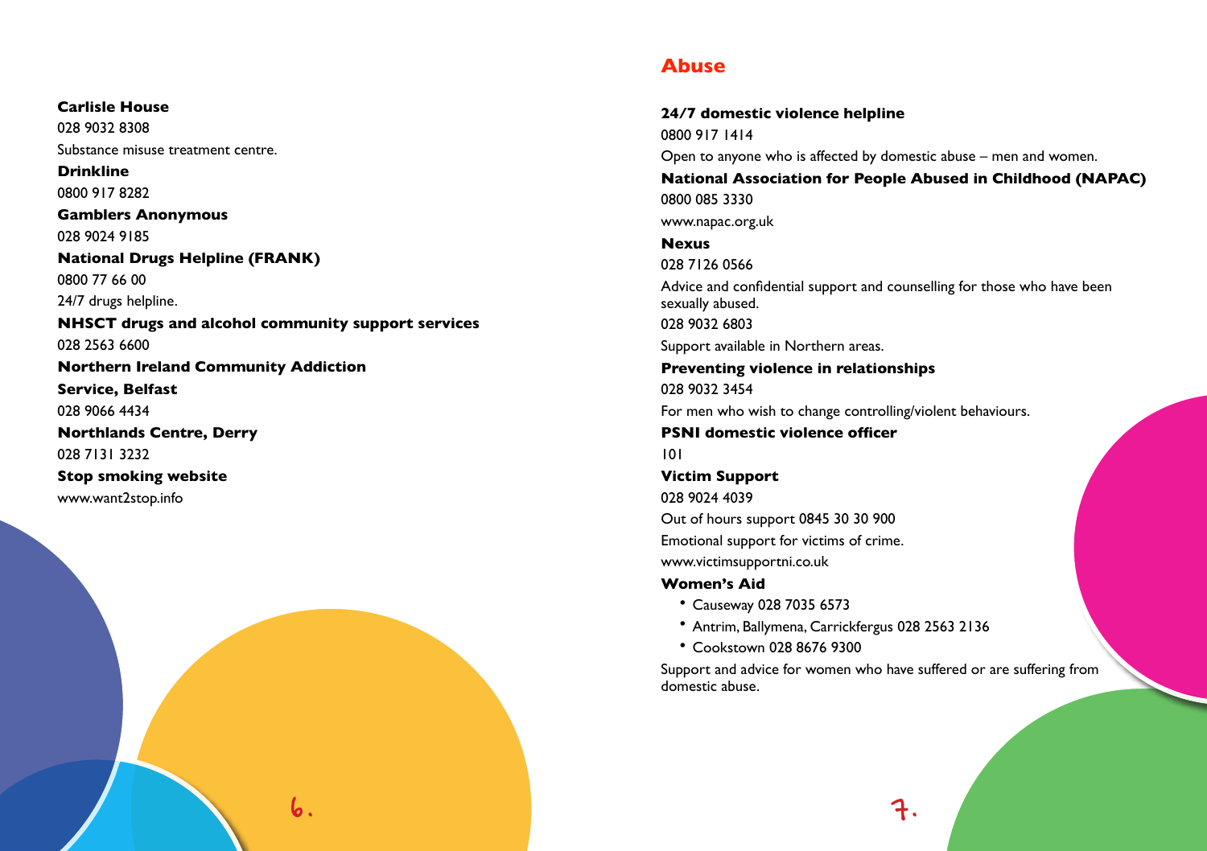**Carlisle House**

028 9032 8308

Substance misuse treatment centre.

**Drinkline**

0800 917 8282

**Gamblers Anonymous**

028 9024 9185

**National Drugs Helpline (FRANK)**

0800 77 66 00

24/7 drugs helpline.

**NHSCT drugs and alcohol community support services**

028 2563 6600

**Northern Ireland Community Addiction Service, Belfast**

028 9066 4434

**Northlands Centre, Derry**

028 7131 3232

**Stop smoking website**

www.want2stop.info

## Abuse

**24/7 domestic violence helpline**

0800 917 1414

Open to anyone who is affected by domestic abuse – men and women.

**National Association for People Abused in Childhood (NAPAC)**

0800 085 3330

www.napac.org.uk

**Nexus**

028 7126 0566

Advice and confidential support and counselling for those who have been sexually abused.

028 9032 6803

Support available in Northern areas.

**Preventing violence in relationships**

028 9032 3454

For men who wish to change controlling/violent behaviours.

**PSNI domestic violence officer**

101

**Victim Support**

028 9024 4039

Out of hours support 0845 30 30 900

Emotional support for victims of crime.

www.victimsupportni.co.uk

**Women's Aid**

- Causeway 028 7035 6573
- Antrim, Ballymena, Carrickfergus 028 2563 2136
- Cookstown 028 8676 9300

Support and advice for women who have suffered or are suffering from domestic abuse.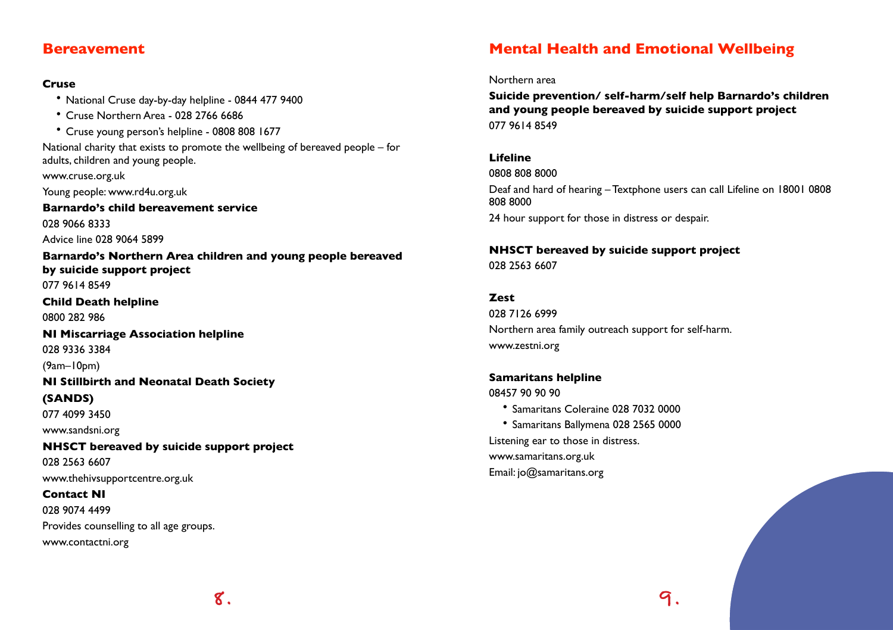## Bereavement

**Cruse**

- National Cruse day-by-day helpline - 0844 477 9400
- Cruse Northern Area - 028 2766 6686
- Cruse young person's helpline - 0808 808 1677

National charity that exists to promote the wellbeing of bereaved people – for adults, children and young people.

www.cruse.org.uk

Young people: www.rd4u.org.uk

**Barnardo's child bereavement service**

028 9066 8333

Advice line 028 9064 5899

**Barnardo's Northern Area children and young people bereaved by suicide support project**

077 9614 8549

**Child Death helpline**

0800 282 986

**NI Miscarriage Association helpline**

028 9336 3384

(9am–10pm)

**NI Stillbirth and Neonatal Death Society (SANDS)**

077 4099 3450

www.sandsni.org

**NHSCT bereaved by suicide support project**

028 2563 6607

www.thehivsupportcentre.org.uk

**Contact NI**

028 9074 4499

Provides counselling to all age groups.

www.contactni.org

## Mental Health and Emotional Wellbeing

Northern area

**Suicide prevention/ self-harm/self help Barnardo's children and young people bereaved by suicide support project**

077 9614 8549

**Lifeline**

0808 808 8000

Deaf and hard of hearing – Textphone users can call Lifeline on 18001 0808 808 8000

24 hour support for those in distress or despair.

**NHSCT bereaved by suicide support project**

028 2563 6607

**Zest**

028 7126 6999

Northern area family outreach support for self-harm.

www.zestni.org

**Samaritans helpline**

08457 90 90 90

- Samaritans Coleraine 028 7032 0000
- Samaritans Ballymena 028 2565 0000

Listening ear to those in distress.

www.samaritans.org.uk

Email: jo@samaritans.org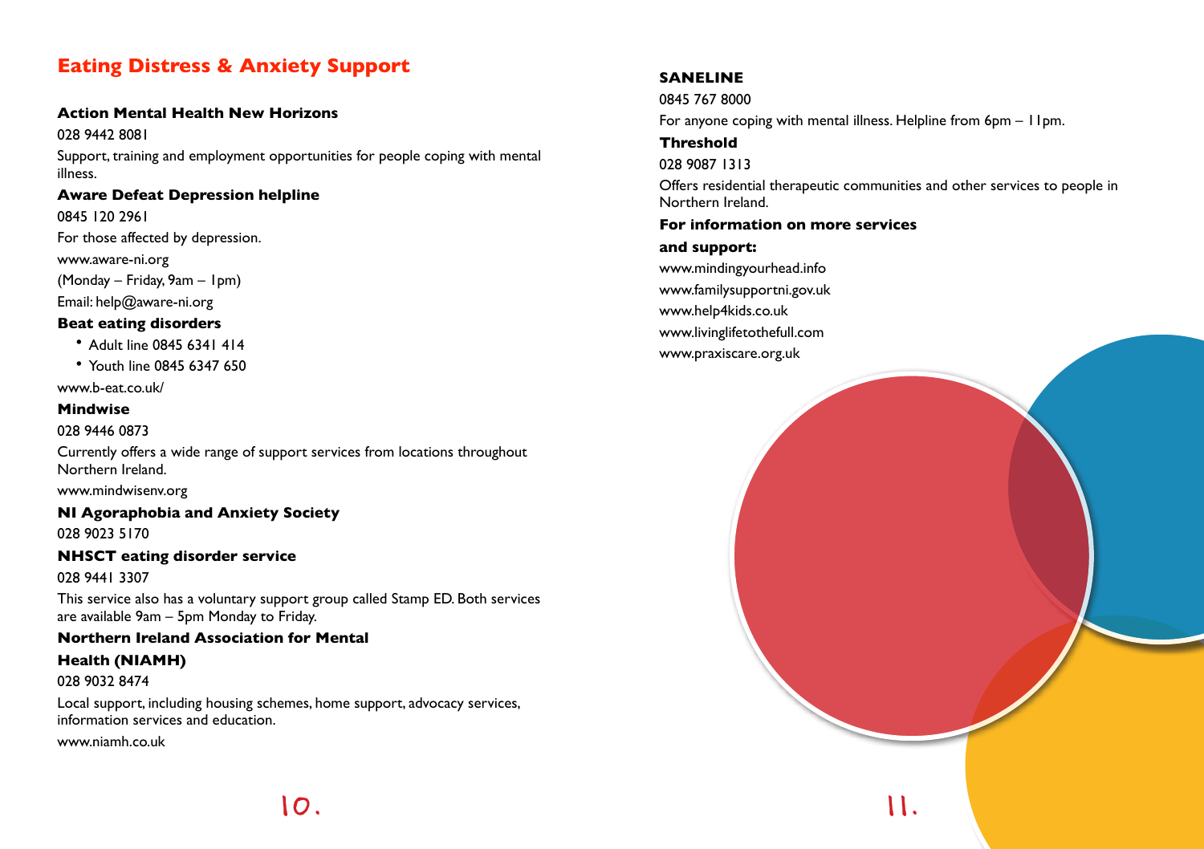## Eating Distress & Anxiety Support

**Action Mental Health New Horizons**

028 9442 8081

Support, training and employment opportunities for people coping with mental illness.

**Aware Defeat Depression helpline**

0845 120 2961

For those affected by depression.

www.aware-ni.org

(Monday – Friday, 9am – 1pm)

Email: help@aware-ni.org

**Beat eating disorders**

- Adult line 0845 6341 414
- Youth line 0845 6347 650

www.b-eat.co.uk/

**Mindwise**

028 9446 0873

Currently offers a wide range of support services from locations throughout Northern Ireland.

www.mindwisenv.org

**NI Agoraphobia and Anxiety Society**

028 9023 5170

**NHSCT eating disorder service**

028 9441 3307

This service also has a voluntary support group called Stamp ED. Both services are available 9am – 5pm Monday to Friday.

**Northern Ireland Association for Mental Health (NIAMH)**

028 9032 8474

Local support, including housing schemes, home support, advocacy services, information services and education.

www.niamh.co.uk

**SANELINE**

0845 767 8000

For anyone coping with mental illness. Helpline from 6pm – 11pm.

**Threshold**

028 9087 1313

Offers residential therapeutic communities and other services to people in Northern Ireland.

**For information on more services and support:**

www.mindingyourhead.info

www.familysupportni.gov.uk

www.help4kids.co.uk

www.livinglifetothefull.com

www.praxiscare.org.uk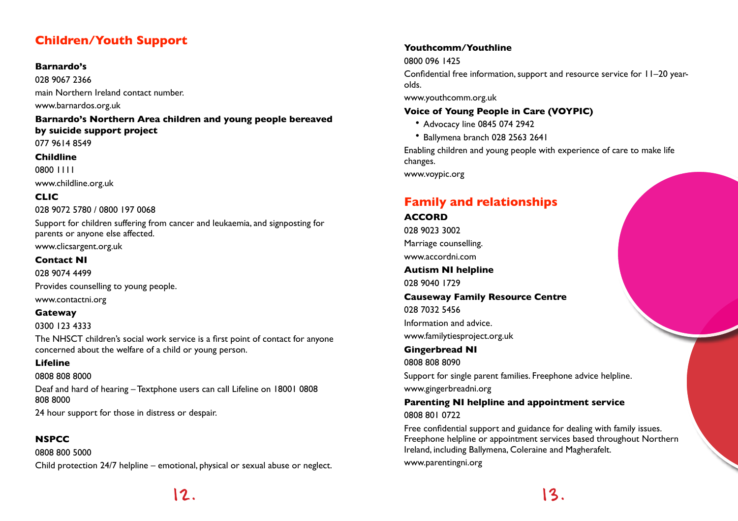## Children/Youth Support

**Barnardo's**

028 9067 2366

main Northern Ireland contact number.

www.barnardos.org.uk

**Barnardo's Northern Area children and young people bereaved by suicide support project**

077 9614 8549

**Childline**

0800 1111

www.childline.org.uk

**CLIC**

028 9072 5780 / 0800 197 0068

Support for children suffering from cancer and leukaemia, and signposting for parents or anyone else affected.

www.clicsargent.org.uk

**Contact NI**

028 9074 4499

Provides counselling to young people.

www.contactni.org

**Gateway**

0300 123 4333

The NHSCT children's social work service is a first point of contact for anyone concerned about the welfare of a child or young person.

**Lifeline**

0808 808 8000

Deaf and hard of hearing – Textphone users can call Lifeline on 18001 0808 808 8000

24 hour support for those in distress or despair.

**NSPCC**

0808 800 5000

Child protection 24/7 helpline – emotional, physical or sexual abuse or neglect.

**Youthcomm/Youthline**

0800 096 1425

Confidential free information, support and resource service for 11–20 year-olds.

www.youthcomm.org.uk

**Voice of Young People in Care (VOYPIC)**

- Advocacy line 0845 074 2942
- Ballymena branch 028 2563 2641

Enabling children and young people with experience of care to make life changes.

www.voypic.org

## Family and relationships

**ACCORD**

028 9023 3002

Marriage counselling.

www.accordni.com

**Autism NI helpline**

028 9040 1729

**Causeway Family Resource Centre**

028 7032 5456

Information and advice.

www.familytiesproject.org.uk

**Gingerbread NI**

0808 808 8090

Support for single parent families. Freephone advice helpline.

www.gingerbreadni.org

**Parenting NI helpline and appointment service**

0808 801 0722

Free confidential support and guidance for dealing with family issues. Freephone helpline or appointment services based throughout Northern Ireland, including Ballymena, Coleraine and Magherafelt.

www.parentingni.org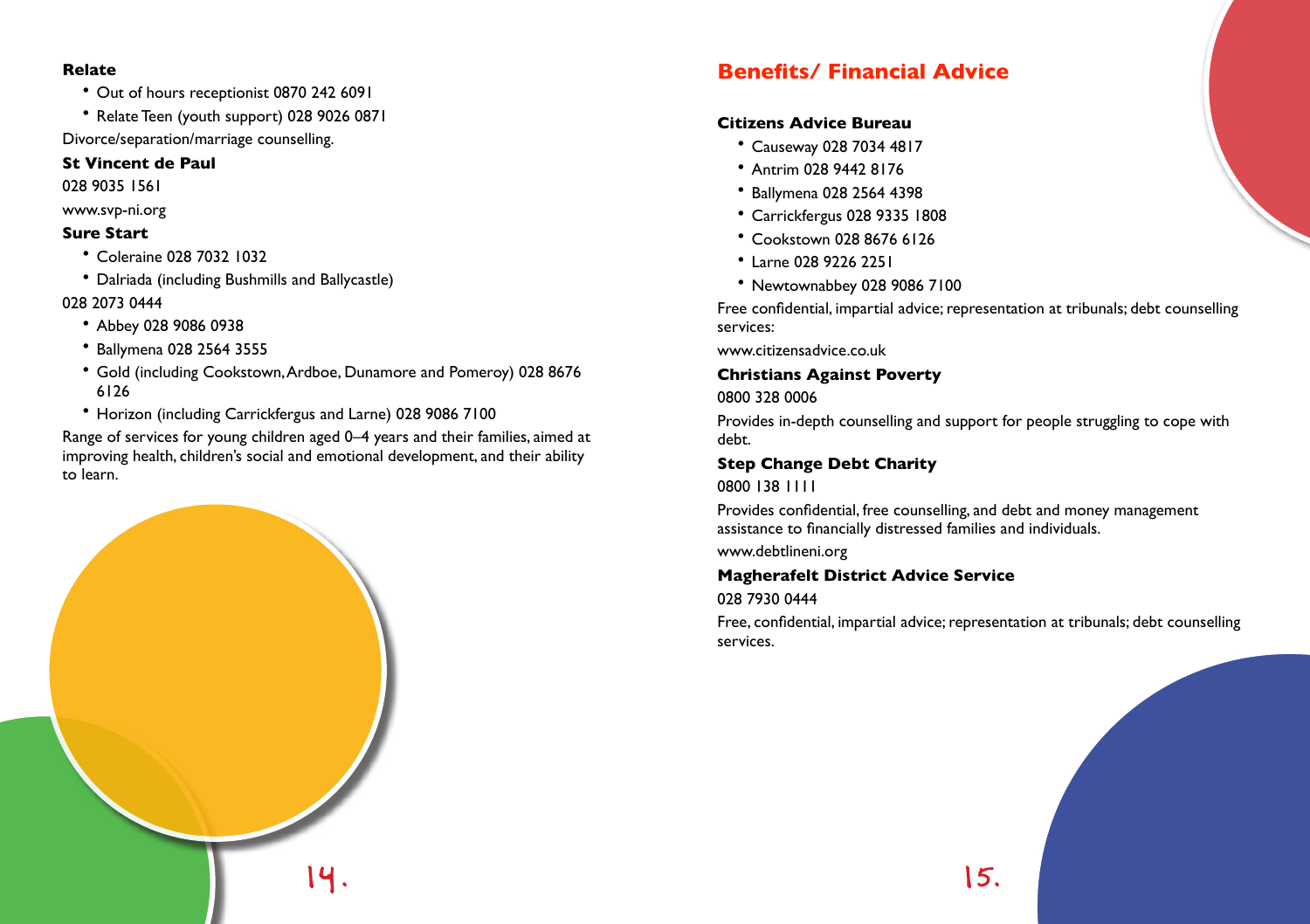**Relate**

- Out of hours receptionist 0870 242 6091
- Relate Teen (youth support) 028 9026 0871

Divorce/separation/marriage counselling.

**St Vincent de Paul**

028 9035 1561

www.svp-ni.org

**Sure Start**

- Coleraine 028 7032 1032
- Dalriada (including Bushmills and Ballycastle)

028 2073 0444

- Abbey 028 9086 0938
- Ballymena 028 2564 3555
- Gold (including Cookstown, Ardboe, Dunamore and Pomeroy) 028 8676 6126
- Horizon (including Carrickfergus and Larne) 028 9086 7100

Range of services for young children aged 0–4 years and their families, aimed at improving health, children's social and emotional development, and their ability to learn.

## Benefits/ Financial Advice

**Citizens Advice Bureau**

- Causeway 028 7034 4817
- Antrim 028 9442 8176
- Ballymena 028 2564 4398
- Carrickfergus 028 9335 1808
- Cookstown 028 8676 6126
- Larne 028 9226 2251
- Newtownabbey 028 9086 7100

Free confidential, impartial advice; representation at tribunals; debt counselling services:

www.citizensadvice.co.uk

**Christians Against Poverty**

0800 328 0006

Provides in-depth counselling and support for people struggling to cope with debt.

**Step Change Debt Charity**

0800 138 1111

Provides confidential, free counselling, and debt and money management assistance to financially distressed families and individuals.

www.debtlineni.org

**Magherafelt District Advice Service**

028 7930 0444

Free, confidential, impartial advice; representation at tribunals; debt counselling services.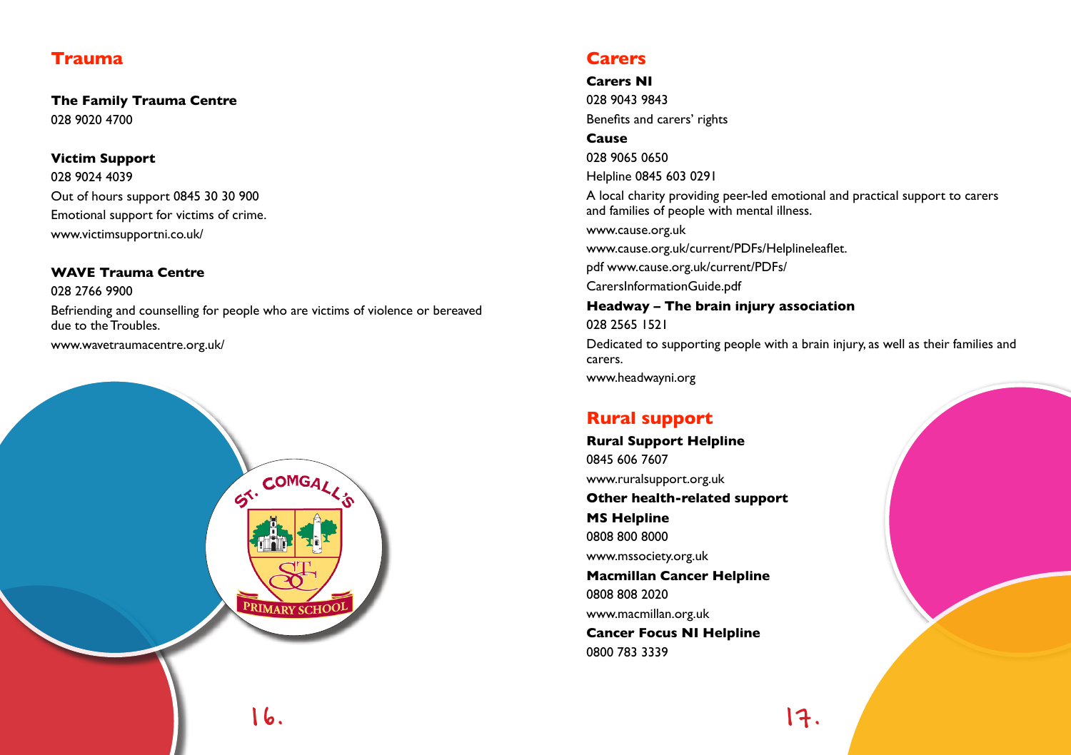## Trauma

**The Family Trauma Centre**
028 9020 4700

**Victim Support**
028 9024 4039
Out of hours support 0845 30 30 900
Emotional support for victims of crime.
www.victimsupportni.co.uk/

**WAVE Trauma Centre**
028 2766 9900
Befriending and counselling for people who are victims of violence or bereaved due to the Troubles.
www.wavetraumacentre.org.uk/

## Carers

**Carers NI**
028 9043 9843
Benefits and carers' rights

**Cause**
028 9065 0650
Helpline 0845 603 0291
A local charity providing peer-led emotional and practical support to carers and families of people with mental illness.
www.cause.org.uk
www.cause.org.uk/current/PDFs/Helplineleaflet.
pdf www.cause.org.uk/current/PDFs/
CarersInformationGuide.pdf

**Headway – The brain injury association**
028 2565 1521
Dedicated to supporting people with a brain injury, as well as their families and carers.
www.headwayni.org

## Rural support

**Rural Support Helpline**
0845 606 7607
www.ruralsupport.org.uk

**Other health-related support**

**MS Helpline**
0808 800 8000
www.mssociety.org.uk

**Macmillan Cancer Helpline**
0808 808 2020
www.macmillan.org.uk

**Cancer Focus NI Helpline**
0800 783 3339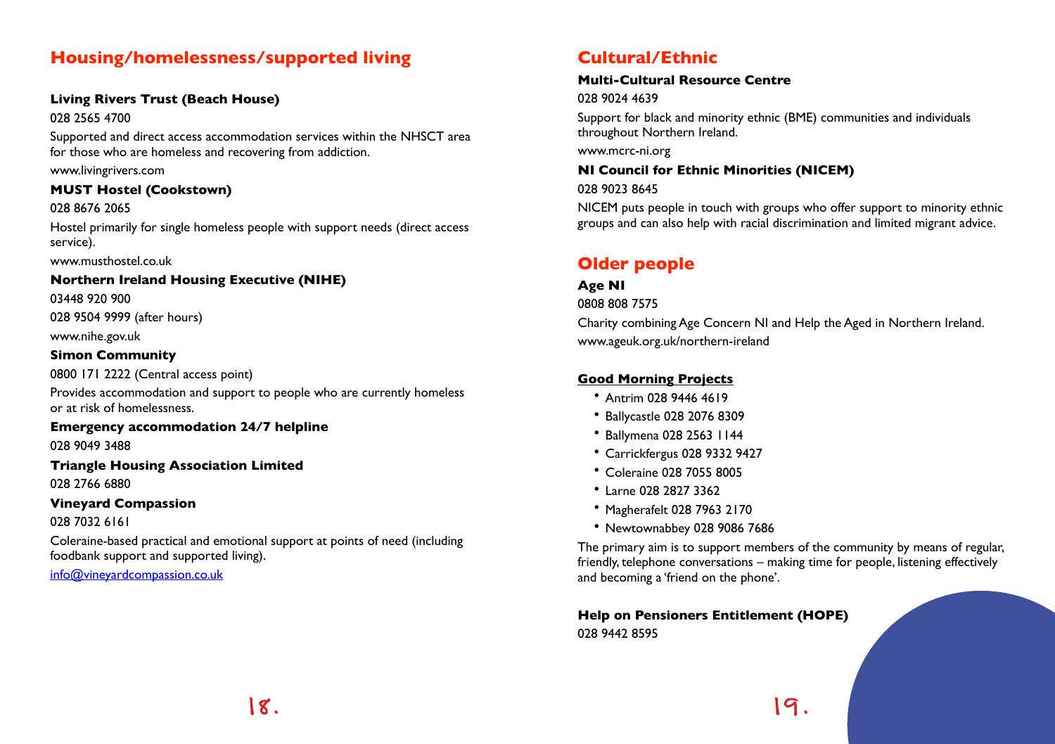## Housing/homelessness/supported living

**Living Rivers Trust (Beach House)**

028 2565 4700

Supported and direct access accommodation services within the NHSCT area for those who are homeless and recovering from addiction.

www.livingrivers.com

**MUST Hostel (Cookstown)**

028 8676 2065

Hostel primarily for single homeless people with support needs (direct access service).

www.musthostel.co.uk

**Northern Ireland Housing Executive (NIHE)**

03448 920 900

028 9504 9999 (after hours)

www.nihe.gov.uk

**Simon Community**

0800 171 2222 (Central access point)

Provides accommodation and support to people who are currently homeless or at risk of homelessness.

**Emergency accommodation 24/7 helpline**

028 9049 3488

**Triangle Housing Association Limited**

028 2766 6880

**Vineyard Compassion**

028 7032 6161

Coleraine-based practical and emotional support at points of need (including foodbank support and supported living).

info@vineyardcompassion.co.uk

## Cultural/Ethnic

**Multi-Cultural Resource Centre**

028 9024 4639

Support for black and minority ethnic (BME) communities and individuals throughout Northern Ireland.

www.mcrc-ni.org

**NI Council for Ethnic Minorities (NICEM)**

028 9023 8645

NICEM puts people in touch with groups who offer support to minority ethnic groups and can also help with racial discrimination and limited migrant advice.

## Older people

**Age NI**

0808 808 7575

Charity combining Age Concern NI and Help the Aged in Northern Ireland.

www.ageuk.org.uk/northern-ireland

**Good Morning Projects**

- Antrim 028 9446 4619
- Ballycastle 028 2076 8309
- Ballymena 028 2563 1144
- Carrickfergus 028 9332 9427
- Coleraine 028 7055 8005
- Larne 028 2827 3362
- Magherafelt 028 7963 2170
- Newtownabbey 028 9086 7686

The primary aim is to support members of the community by means of regular, friendly, telephone conversations – making time for people, listening effectively and becoming a 'friend on the phone'.

**Help on Pensioners Entitlement (HOPE)**

028 9442 8595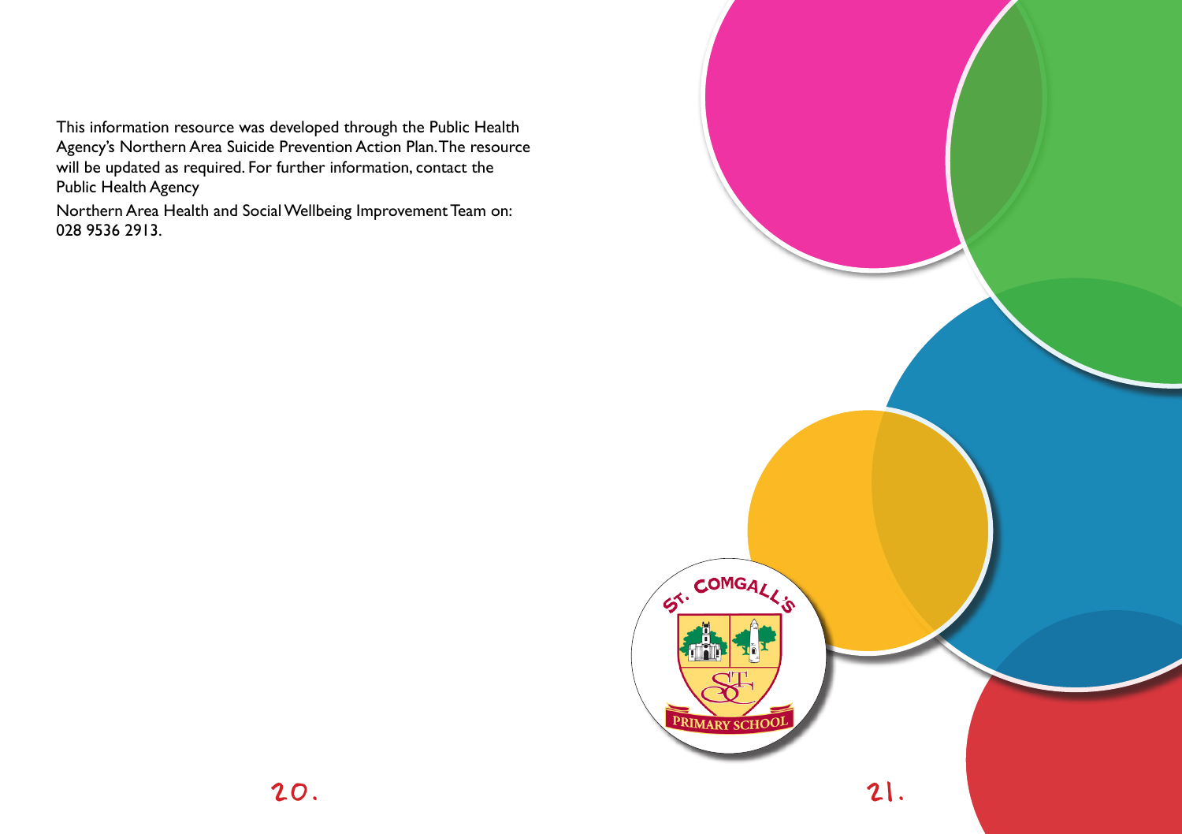This information resource was developed through the Public Health Agency's Northern Area Suicide Prevention Action Plan. The resource will be updated as required. For further information, contact the Public Health Agency

Northern Area Health and Social Wellbeing Improvement Team on: 028 9536 2913.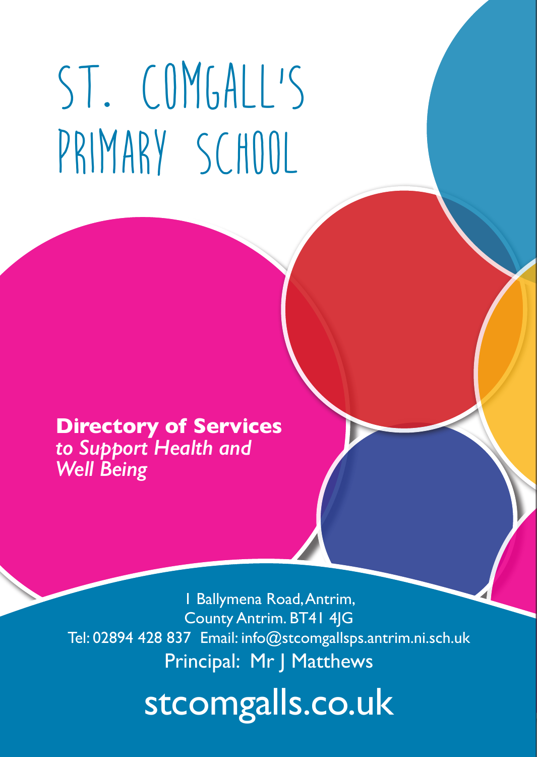# ST. COMGALL'S PRIMARY SCHOOL

**Directory of Services**
***to Support Health and Well Being***

1 Ballymena Road, Antrim,
County Antrim. BT41 4JG
Tel: 02894 428 837 Email: info@stcomgallsps.antrim.ni.sch.uk
Principal: Mr J Matthews

stcomgalls.co.uk